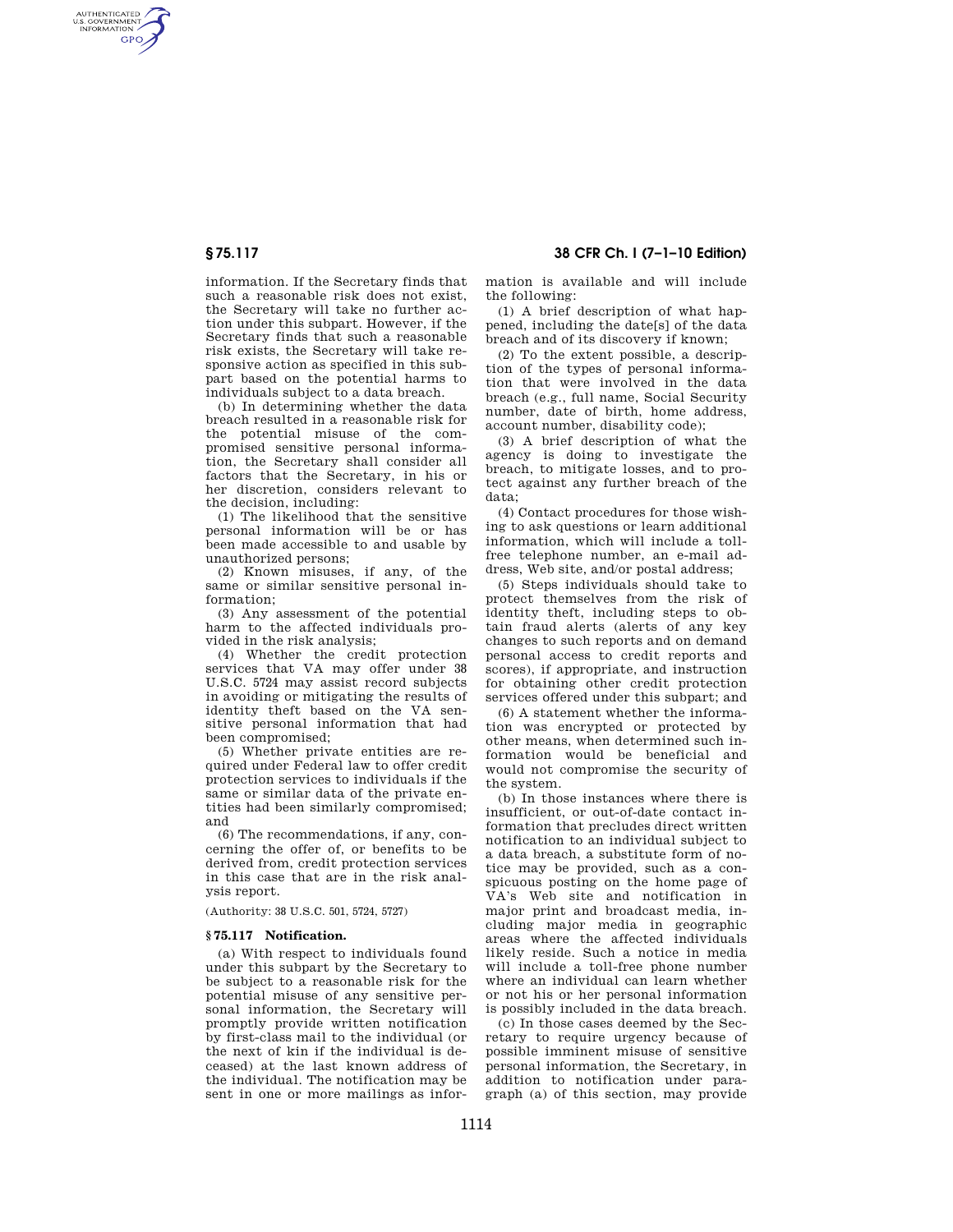information. If the Secretary finds that such a reasonable risk does not exist, the Secretary will take no further action under this subpart. However, if the Secretary finds that such a reasonable risk exists, the Secretary will take responsive action as specified in this subpart based on the potential harms to individuals subject to a data breach.

(b) In determining whether the data breach resulted in a reasonable risk for the potential misuse of the compromised sensitive personal information, the Secretary shall consider all factors that the Secretary, in his or her discretion, considers relevant to the decision, including:

(1) The likelihood that the sensitive personal information will be or has been made accessible to and usable by unauthorized persons;

(2) Known misuses, if any, of the same or similar sensitive personal information;

(3) Any assessment of the potential harm to the affected individuals provided in the risk analysis;

(4) Whether the credit protection services that VA may offer under 38 U.S.C. 5724 may assist record subjects in avoiding or mitigating the results of identity theft based on the VA sensitive personal information that had been compromised;

(5) Whether private entities are required under Federal law to offer credit protection services to individuals if the same or similar data of the private entities had been similarly compromised; and

(6) The recommendations, if any, concerning the offer of, or benefits to be derived from, credit protection services in this case that are in the risk analysis report.

(Authority: 38 U.S.C. 501, 5724, 5727)

## § 75.117 Notification.

(a) With respect to individuals found under this subpart by the Secretary to be subject to a reasonable risk for the potential misuse of any sensitive personal information, the Secretary will promptly provide written notification by first-class mail to the individual (or the next of kin if the individual is deceased) at the last known address of the individual. The notification may be sent in one or more mailings as information is available and will include the following:

(1) A brief description of what happened, including the date[s] of the data breach and of its discovery if known;

(2) To the extent possible, a description of the types of personal information that were involved in the data breach (e.g., full name, Social Security number, date of birth, home address, account number, disability code);

(3) A brief description of what the agency is doing to investigate the breach, to mitigate losses, and to protect against any further breach of the data;

(4) Contact procedures for those wishing to ask questions or learn additional information, which will include a toll-free telephone number, an e-mail address, Web site, and/or postal address;

(5) Steps individuals should take to protect themselves from the risk of identity theft, including steps to obtain fraud alerts (alerts of any key changes to such reports and on demand personal access to credit reports and scores), if appropriate, and instruction for obtaining other credit protection services offered under this subpart; and

(6) A statement whether the information was encrypted or protected by other means, when determined such information would be beneficial and would not compromise the security of the system.

(b) In those instances where there is insufficient, or out-of-date contact information that precludes direct written notification to an individual subject to a data breach, a substitute form of notice may be provided, such as a conspicuous posting on the home page of VA's Web site and notification in major print and broadcast media, including major media in geographic areas where the affected individuals likely reside. Such a notice in media will include a toll-free phone number where an individual can learn whether or not his or her personal information is possibly included in the data breach.

(c) In those cases deemed by the Secretary to require urgency because of possible imminent misuse of sensitive personal information, the Secretary, in addition to notification under paragraph (a) of this section, may provide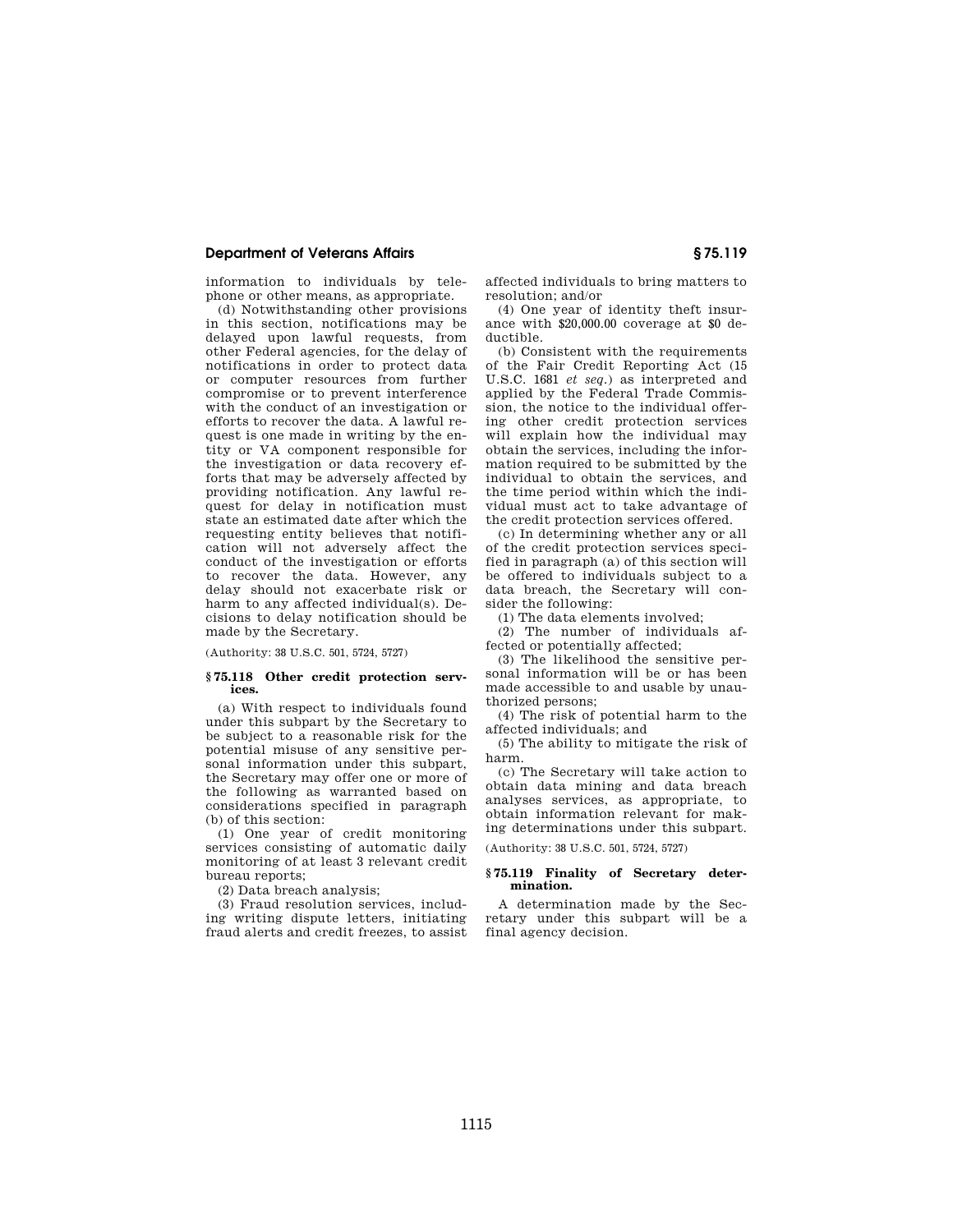information to individuals by telephone or other means, as appropriate.

(d) Notwithstanding other provisions in this section, notifications may be delayed upon lawful requests, from other Federal agencies, for the delay of notifications in order to protect data or computer resources from further compromise or to prevent interference with the conduct of an investigation or efforts to recover the data. A lawful request is one made in writing by the entity or VA component responsible for the investigation or data recovery efforts that may be adversely affected by providing notification. Any lawful request for delay in notification must state an estimated date after which the requesting entity believes that notification will not adversely affect the conduct of the investigation or efforts to recover the data. However, any delay should not exacerbate risk or harm to any affected individual(s). Decisions to delay notification should be made by the Secretary.

(Authority: 38 U.S.C. 501, 5724, 5727)

### § 75.118 Other credit protection services.

(a) With respect to individuals found under this subpart by the Secretary to be subject to a reasonable risk for the potential misuse of any sensitive personal information under this subpart, the Secretary may offer one or more of the following as warranted based on considerations specified in paragraph (b) of this section:

(1) One year of credit monitoring services consisting of automatic daily monitoring of at least 3 relevant credit bureau reports;

(2) Data breach analysis;

(3) Fraud resolution services, including writing dispute letters, initiating fraud alerts and credit freezes, to assist affected individuals to bring matters to resolution; and/or

(4) One year of identity theft insurance with $20,000.00 coverage at $0 deductible.

(b) Consistent with the requirements of the Fair Credit Reporting Act (15 U.S.C. 1681 *et seq.*) as interpreted and applied by the Federal Trade Commission, the notice to the individual offering other credit protection services will explain how the individual may obtain the services, including the information required to be submitted by the individual to obtain the services, and the time period within which the individual must act to take advantage of the credit protection services offered.

(c) In determining whether any or all of the credit protection services specified in paragraph (a) of this section will be offered to individuals subject to a data breach, the Secretary will consider the following:

(1) The data elements involved;

(2) The number of individuals affected or potentially affected;

(3) The likelihood the sensitive personal information will be or has been made accessible to and usable by unauthorized persons;

(4) The risk of potential harm to the affected individuals; and

(5) The ability to mitigate the risk of harm.

(c) The Secretary will take action to obtain data mining and data breach analyses services, as appropriate, to obtain information relevant for making determinations under this subpart.

(Authority: 38 U.S.C. 501, 5724, 5727)

### § 75.119 Finality of Secretary determination.

A determination made by the Secretary under this subpart will be a final agency decision.